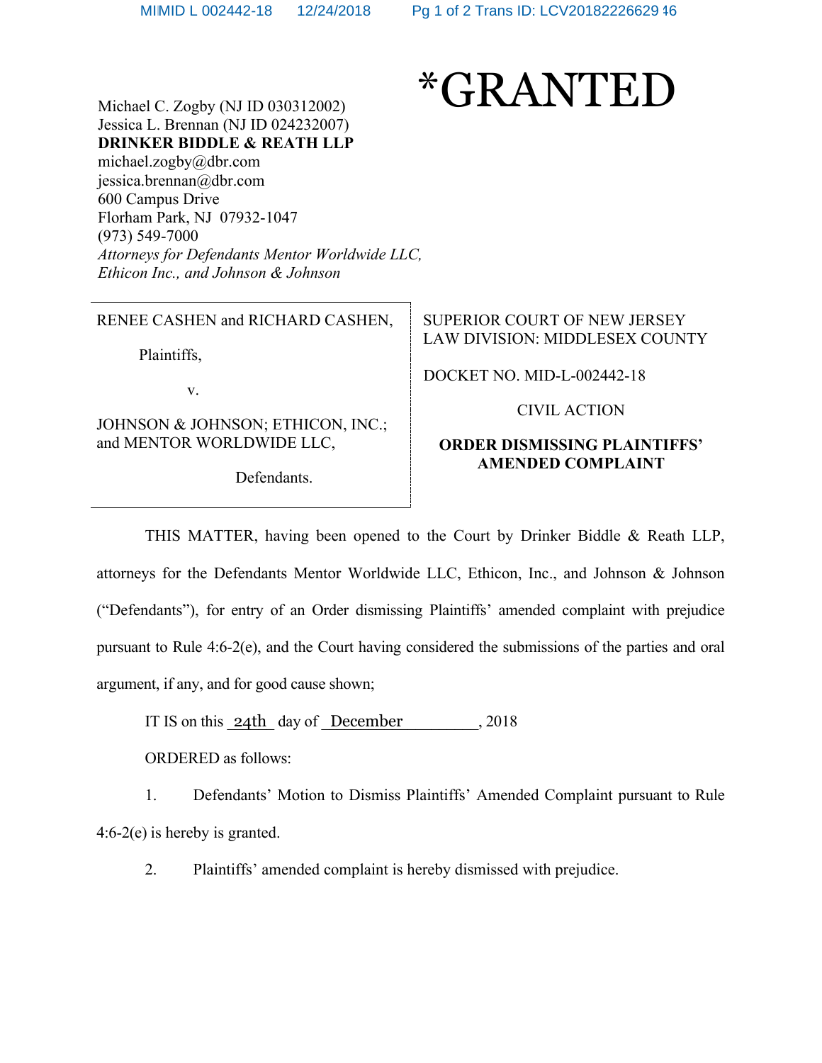*GRANTED

Michael C. Zogby (NJ ID 030312002)
Jessica L. Brennan (NJ ID 024232007)
**DRINKER BIDDLE & REATH LLP**
michael.zogby@dbr.com
jessica.brennan@dbr.com
600 Campus Drive
Florham Park, NJ 07932-1047
(973) 549-7000
*Attorneys for Defendants Mentor Worldwide LLC, Ethicon Inc., and Johnson & Johnson*

| | |
|---|---|
| RENEE CASHEN and RICHARD CASHEN,<br><br>Plaintiffs,<br><br>v.<br><br>JOHNSON & JOHNSON; ETHICON, INC.; and MENTOR WORLDWIDE LLC,<br><br>Defendants. | SUPERIOR COURT OF NEW JERSEY<br>LAW DIVISION: MIDDLESEX COUNTY<br><br>DOCKET NO. MID-L-002442-18<br><br>CIVIL ACTION<br><br>**ORDER DISMISSING PLAINTIFFS' AMENDED COMPLAINT** |

THIS MATTER, having been opened to the Court by Drinker Biddle & Reath LLP, attorneys for the Defendants Mentor Worldwide LLC, Ethicon, Inc., and Johnson & Johnson ("Defendants"), for entry of an Order dismissing Plaintiffs' amended complaint with prejudice pursuant to Rule 4:6-2(e), and the Court having considered the submissions of the parties and oral argument, if any, and for good cause shown;

IT IS on this 24th day of December, 2018

ORDERED as follows:

1. Defendants' Motion to Dismiss Plaintiffs' Amended Complaint pursuant to Rule 4:6-2(e) is hereby is granted.

2. Plaintiffs' amended complaint is hereby dismissed with prejudice.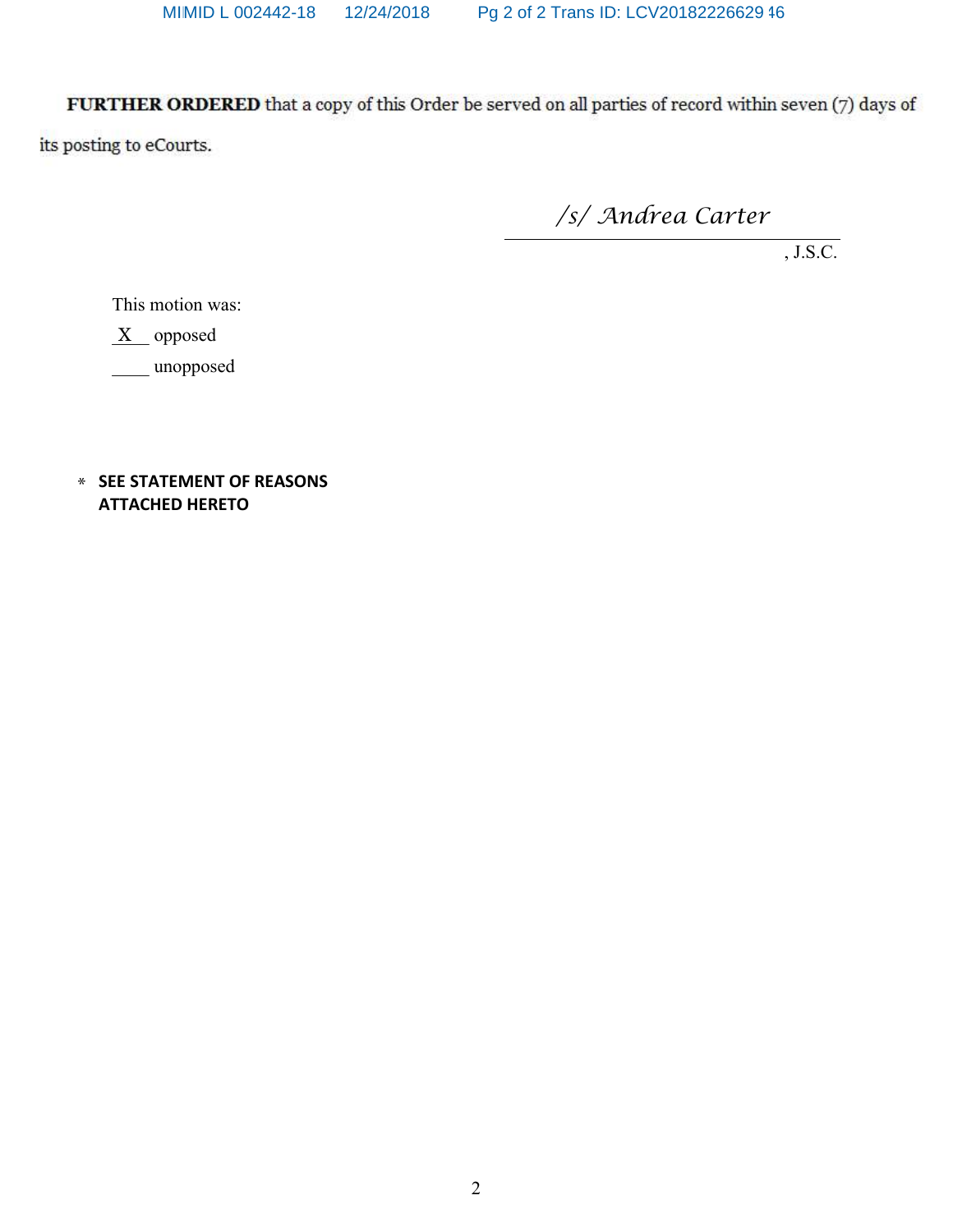**FURTHER ORDERED** that a copy of this Order be served on all parties of record within seven (7) days of its posting to eCourts.

*/s/ Andrea Carter*

_______________________________, J.S.C.

This motion was:

_X_ opposed

____ unopposed

\* **SEE STATEMENT OF REASONS ATTACHED HERETO**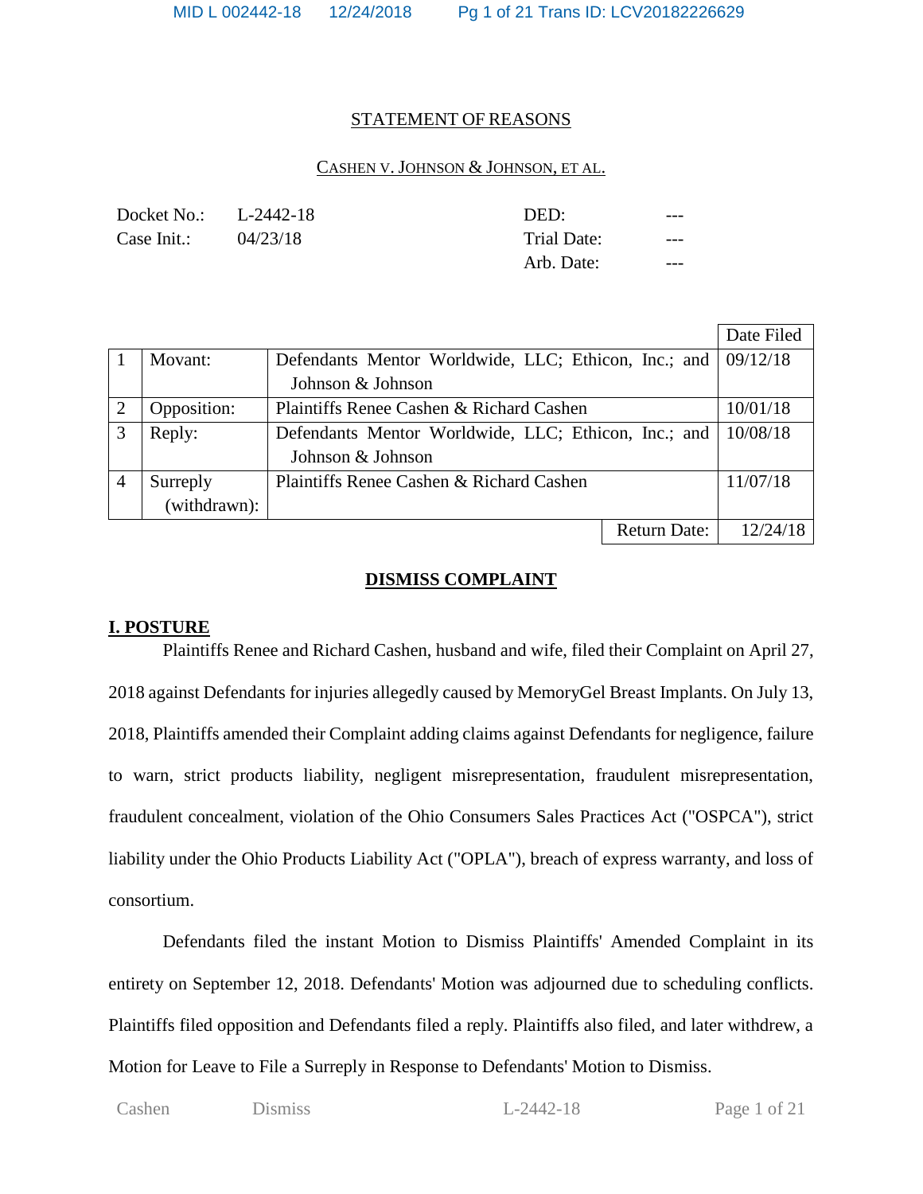## STATEMENT OF REASONS

CASHEN V. JOHNSON & JOHNSON, ET AL.

| Docket No.: | L-2442-18 | DED: | --- |
|---|---|---|---|
| Case Init.: | 04/23/18 | Trial Date: | --- |
| | | Arb. Date: | --- |

| | | | Date Filed |
|---|---|---|---|
| 1 | Movant: | Defendants Mentor Worldwide, LLC; Ethicon, Inc.; and Johnson & Johnson | 09/12/18 |
| 2 | Opposition: | Plaintiffs Renee Cashen & Richard Cashen | 10/01/18 |
| 3 | Reply: | Defendants Mentor Worldwide, LLC; Ethicon, Inc.; and Johnson & Johnson | 10/08/18 |
| 4 | Surreply (withdrawn): | Plaintiffs Renee Cashen & Richard Cashen | 11/07/18 |
| | | Return Date: | 12/24/18 |

## DISMISS COMPLAINT

### I. POSTURE

Plaintiffs Renee and Richard Cashen, husband and wife, filed their Complaint on April 27, 2018 against Defendants for injuries allegedly caused by MemoryGel Breast Implants. On July 13, 2018, Plaintiffs amended their Complaint adding claims against Defendants for negligence, failure to warn, strict products liability, negligent misrepresentation, fraudulent misrepresentation, fraudulent concealment, violation of the Ohio Consumers Sales Practices Act ("OSPCA"), strict liability under the Ohio Products Liability Act ("OPLA"), breach of express warranty, and loss of consortium.

Defendants filed the instant Motion to Dismiss Plaintiffs' Amended Complaint in its entirety on September 12, 2018. Defendants' Motion was adjourned due to scheduling conflicts. Plaintiffs filed opposition and Defendants filed a reply. Plaintiffs also filed, and later withdrew, a Motion for Leave to File a Surreply in Response to Defendants' Motion to Dismiss.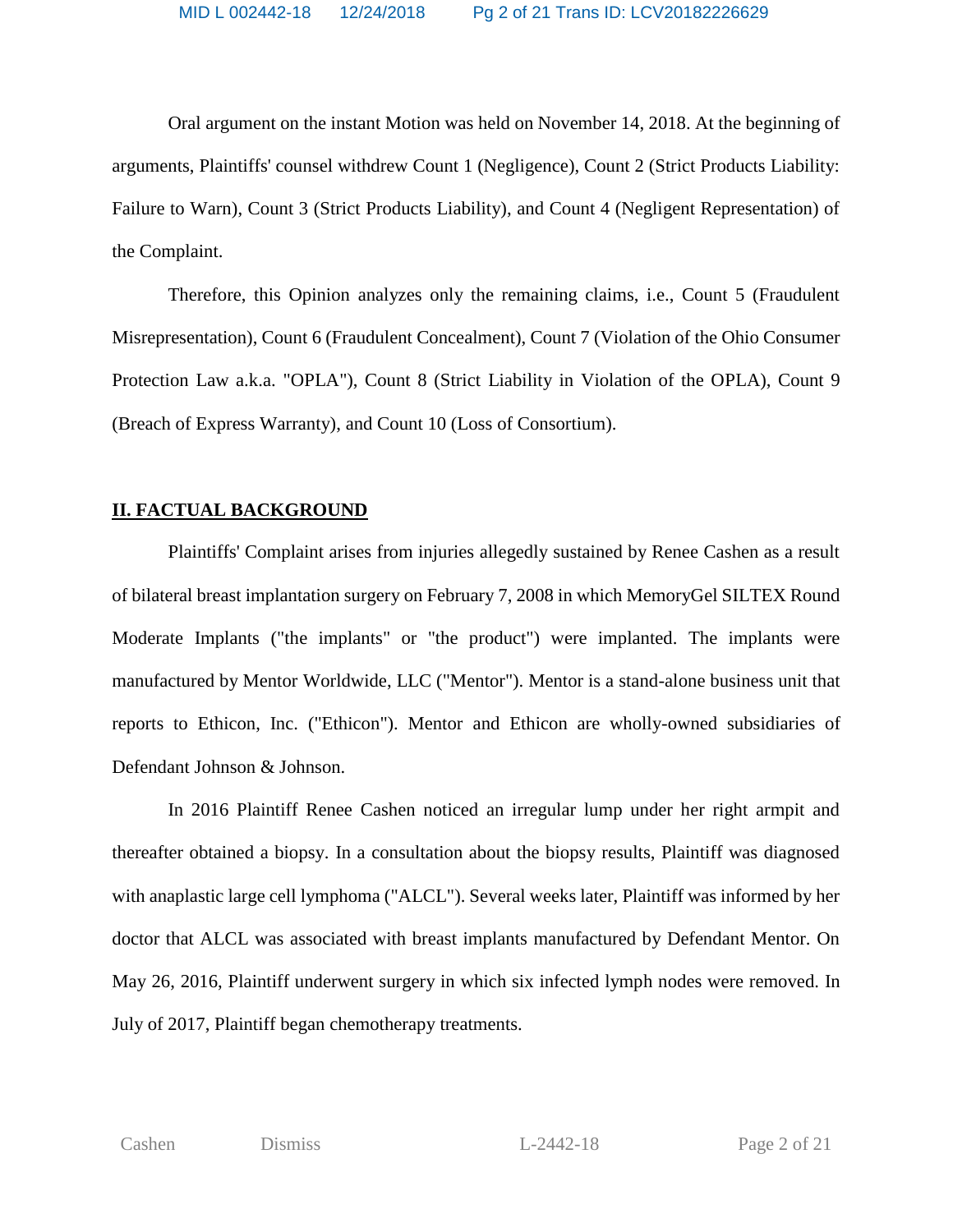Oral argument on the instant Motion was held on November 14, 2018. At the beginning of arguments, Plaintiffs' counsel withdrew Count 1 (Negligence), Count 2 (Strict Products Liability: Failure to Warn), Count 3 (Strict Products Liability), and Count 4 (Negligent Representation) of the Complaint.

Therefore, this Opinion analyzes only the remaining claims, i.e., Count 5 (Fraudulent Misrepresentation), Count 6 (Fraudulent Concealment), Count 7 (Violation of the Ohio Consumer Protection Law a.k.a. "OPLA"), Count 8 (Strict Liability in Violation of the OPLA), Count 9 (Breach of Express Warranty), and Count 10 (Loss of Consortium).

## II. FACTUAL BACKGROUND

Plaintiffs' Complaint arises from injuries allegedly sustained by Renee Cashen as a result of bilateral breast implantation surgery on February 7, 2008 in which MemoryGel SILTEX Round Moderate Implants ("the implants" or "the product") were implanted. The implants were manufactured by Mentor Worldwide, LLC ("Mentor"). Mentor is a stand-alone business unit that reports to Ethicon, Inc. ("Ethicon"). Mentor and Ethicon are wholly-owned subsidiaries of Defendant Johnson & Johnson.

In 2016 Plaintiff Renee Cashen noticed an irregular lump under her right armpit and thereafter obtained a biopsy. In a consultation about the biopsy results, Plaintiff was diagnosed with anaplastic large cell lymphoma ("ALCL"). Several weeks later, Plaintiff was informed by her doctor that ALCL was associated with breast implants manufactured by Defendant Mentor. On May 26, 2016, Plaintiff underwent surgery in which six infected lymph nodes were removed. In July of 2017, Plaintiff began chemotherapy treatments.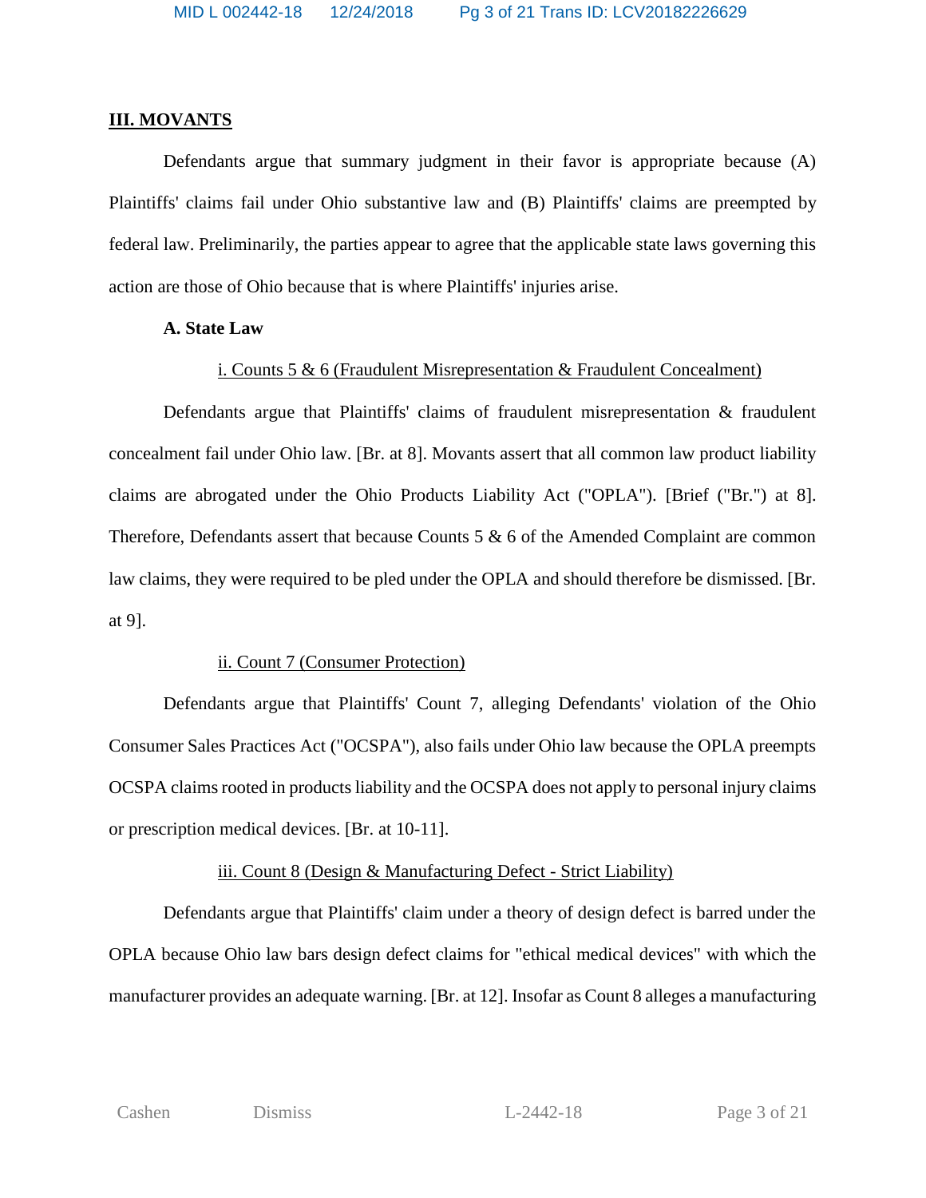## III. MOVANTS

Defendants argue that summary judgment in their favor is appropriate because (A) Plaintiffs' claims fail under Ohio substantive law and (B) Plaintiffs' claims are preempted by federal law. Preliminarily, the parties appear to agree that the applicable state laws governing this action are those of Ohio because that is where Plaintiffs' injuries arise.

### A. State Law

#### i. Counts 5 & 6 (Fraudulent Misrepresentation & Fraudulent Concealment)

Defendants argue that Plaintiffs' claims of fraudulent misrepresentation & fraudulent concealment fail under Ohio law. [Br. at 8]. Movants assert that all common law product liability claims are abrogated under the Ohio Products Liability Act ("OPLA"). [Brief ("Br.") at 8]. Therefore, Defendants assert that because Counts 5 & 6 of the Amended Complaint are common law claims, they were required to be pled under the OPLA and should therefore be dismissed. [Br. at 9].

#### ii. Count 7 (Consumer Protection)

Defendants argue that Plaintiffs' Count 7, alleging Defendants' violation of the Ohio Consumer Sales Practices Act ("OCSPA"), also fails under Ohio law because the OPLA preempts OCSPA claims rooted in products liability and the OCSPA does not apply to personal injury claims or prescription medical devices. [Br. at 10-11].

#### iii. Count 8 (Design & Manufacturing Defect - Strict Liability)

Defendants argue that Plaintiffs' claim under a theory of design defect is barred under the OPLA because Ohio law bars design defect claims for "ethical medical devices" with which the manufacturer provides an adequate warning. [Br. at 12]. Insofar as Count 8 alleges a manufacturing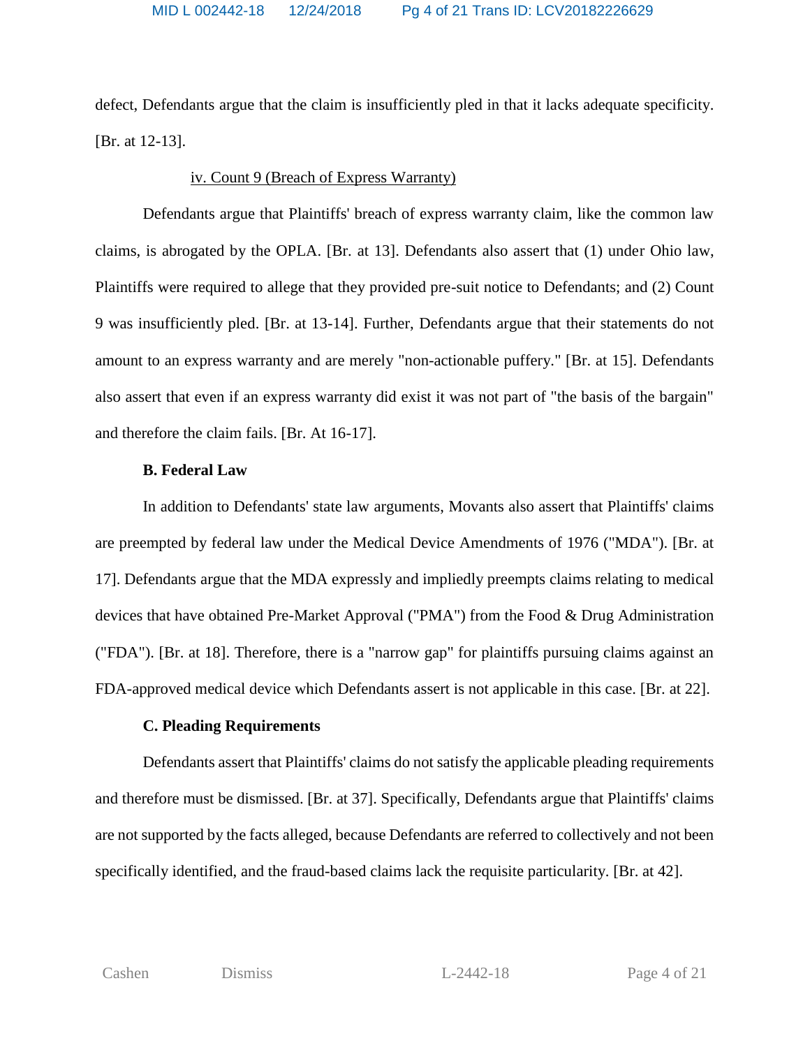defect, Defendants argue that the claim is insufficiently pled in that it lacks adequate specificity. [Br. at 12-13].

iv. Count 9 (Breach of Express Warranty)

Defendants argue that Plaintiffs' breach of express warranty claim, like the common law claims, is abrogated by the OPLA. [Br. at 13]. Defendants also assert that (1) under Ohio law, Plaintiffs were required to allege that they provided pre-suit notice to Defendants; and (2) Count 9 was insufficiently pled. [Br. at 13-14]. Further, Defendants argue that their statements do not amount to an express warranty and are merely "non-actionable puffery." [Br. at 15]. Defendants also assert that even if an express warranty did exist it was not part of "the basis of the bargain" and therefore the claim fails. [Br. At 16-17].

**B. Federal Law**

In addition to Defendants' state law arguments, Movants also assert that Plaintiffs' claims are preempted by federal law under the Medical Device Amendments of 1976 ("MDA"). [Br. at 17]. Defendants argue that the MDA expressly and impliedly preempts claims relating to medical devices that have obtained Pre-Market Approval ("PMA") from the Food & Drug Administration ("FDA"). [Br. at 18]. Therefore, there is a "narrow gap" for plaintiffs pursuing claims against an FDA-approved medical device which Defendants assert is not applicable in this case. [Br. at 22].

**C. Pleading Requirements**

Defendants assert that Plaintiffs' claims do not satisfy the applicable pleading requirements and therefore must be dismissed. [Br. at 37]. Specifically, Defendants argue that Plaintiffs' claims are not supported by the facts alleged, because Defendants are referred to collectively and not been specifically identified, and the fraud-based claims lack the requisite particularity. [Br. at 42].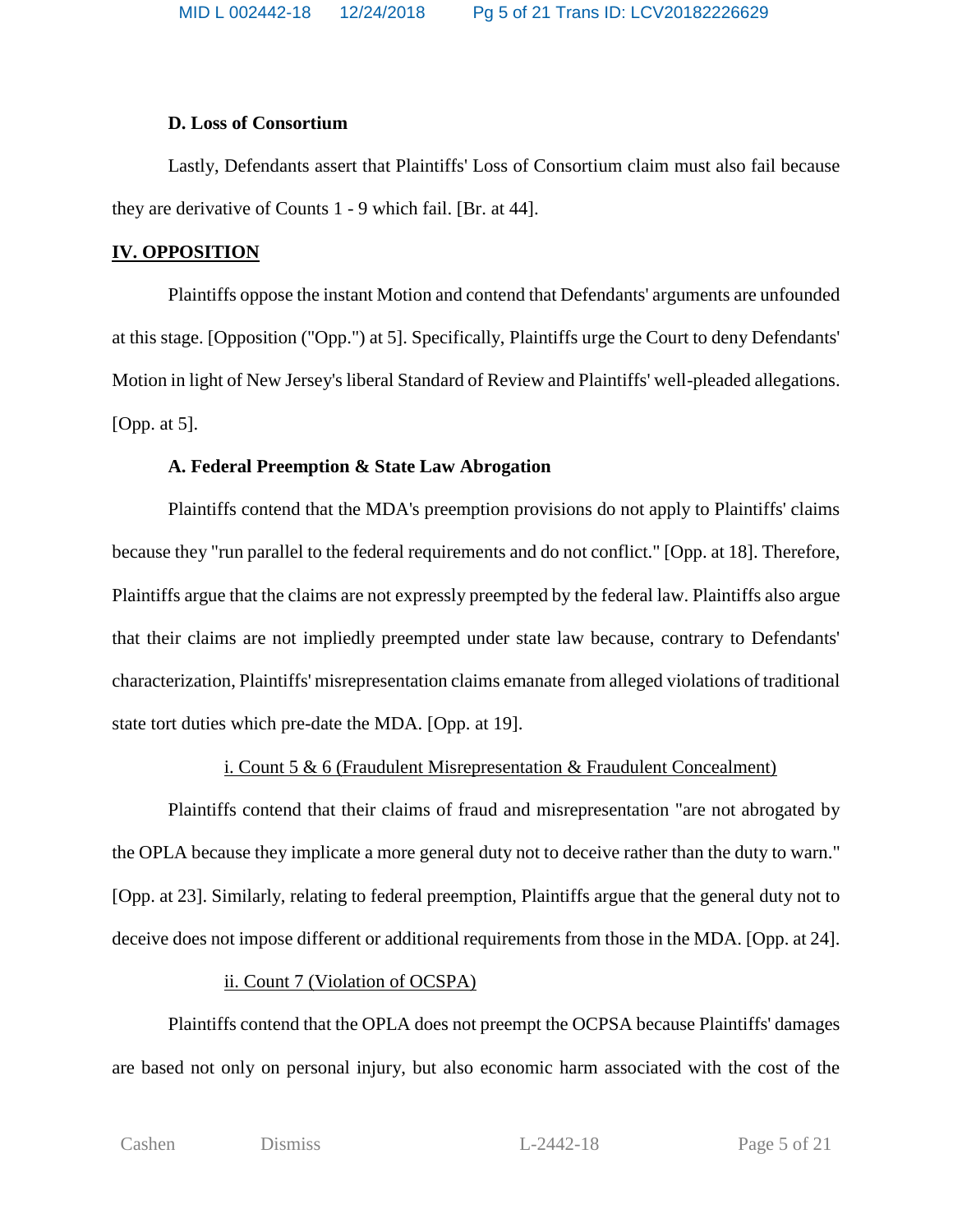### D. Loss of Consortium

Lastly, Defendants assert that Plaintiffs' Loss of Consortium claim must also fail because they are derivative of Counts 1 - 9 which fail. [Br. at 44].

## IV. OPPOSITION

Plaintiffs oppose the instant Motion and contend that Defendants' arguments are unfounded at this stage. [Opposition ("Opp.") at 5]. Specifically, Plaintiffs urge the Court to deny Defendants' Motion in light of New Jersey's liberal Standard of Review and Plaintiffs' well-pleaded allegations. [Opp. at 5].

### A. Federal Preemption & State Law Abrogation

Plaintiffs contend that the MDA's preemption provisions do not apply to Plaintiffs' claims because they "run parallel to the federal requirements and do not conflict." [Opp. at 18]. Therefore, Plaintiffs argue that the claims are not expressly preempted by the federal law. Plaintiffs also argue that their claims are not impliedly preempted under state law because, contrary to Defendants' characterization, Plaintiffs' misrepresentation claims emanate from alleged violations of traditional state tort duties which pre-date the MDA. [Opp. at 19].

#### i. Count 5 & 6 (Fraudulent Misrepresentation & Fraudulent Concealment)

Plaintiffs contend that their claims of fraud and misrepresentation "are not abrogated by the OPLA because they implicate a more general duty not to deceive rather than the duty to warn." [Opp. at 23]. Similarly, relating to federal preemption, Plaintiffs argue that the general duty not to deceive does not impose different or additional requirements from those in the MDA. [Opp. at 24].

#### ii. Count 7 (Violation of OCSPA)

Plaintiffs contend that the OPLA does not preempt the OCPSA because Plaintiffs' damages are based not only on personal injury, but also economic harm associated with the cost of the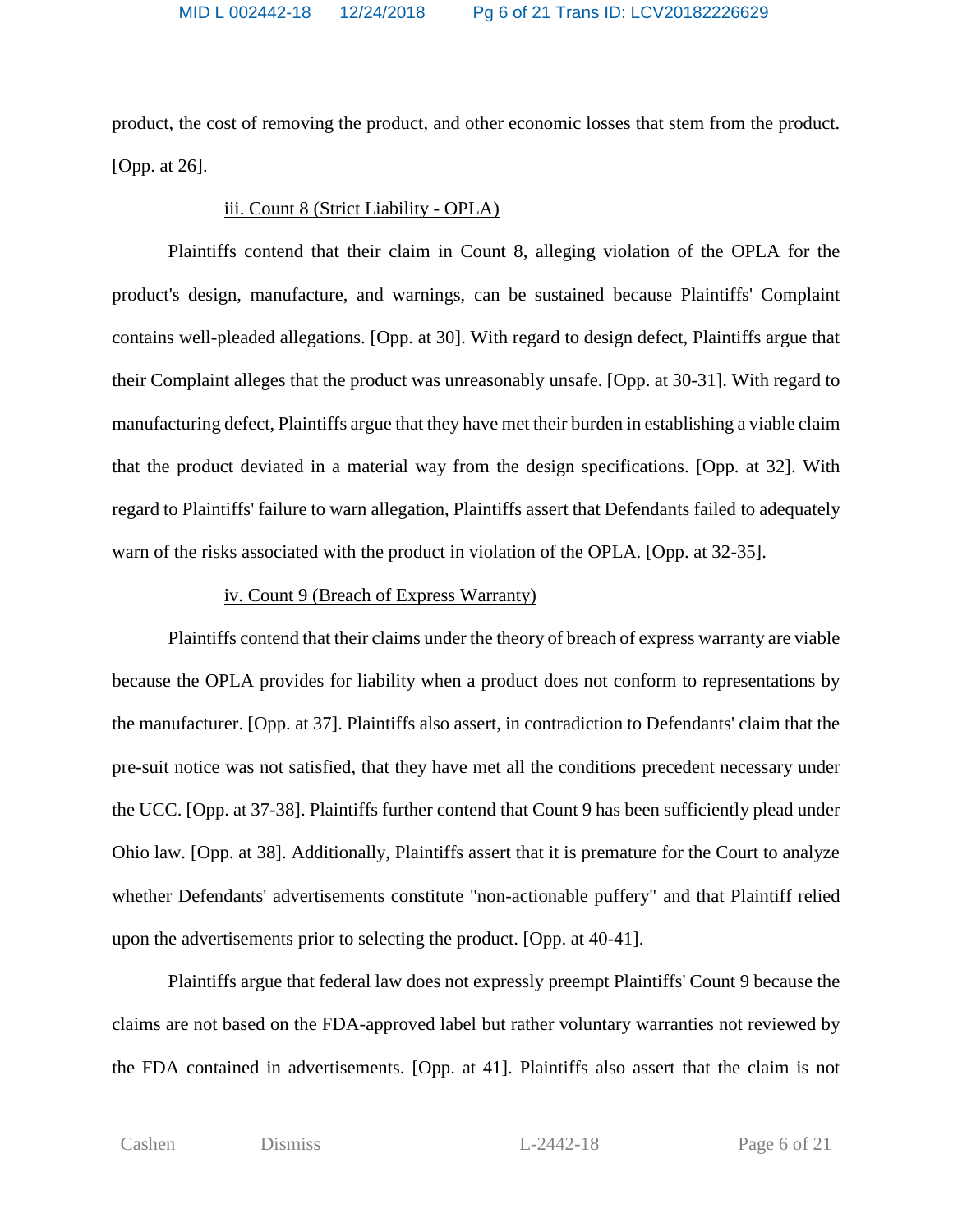product, the cost of removing the product, and other economic losses that stem from the product. [Opp. at 26].

iii. Count 8 (Strict Liability - OPLA)

Plaintiffs contend that their claim in Count 8, alleging violation of the OPLA for the product's design, manufacture, and warnings, can be sustained because Plaintiffs' Complaint contains well-pleaded allegations. [Opp. at 30]. With regard to design defect, Plaintiffs argue that their Complaint alleges that the product was unreasonably unsafe. [Opp. at 30-31]. With regard to manufacturing defect, Plaintiffs argue that they have met their burden in establishing a viable claim that the product deviated in a material way from the design specifications. [Opp. at 32]. With regard to Plaintiffs' failure to warn allegation, Plaintiffs assert that Defendants failed to adequately warn of the risks associated with the product in violation of the OPLA. [Opp. at 32-35].

iv. Count 9 (Breach of Express Warranty)

Plaintiffs contend that their claims under the theory of breach of express warranty are viable because the OPLA provides for liability when a product does not conform to representations by the manufacturer. [Opp. at 37]. Plaintiffs also assert, in contradiction to Defendants' claim that the pre-suit notice was not satisfied, that they have met all the conditions precedent necessary under the UCC. [Opp. at 37-38]. Plaintiffs further contend that Count 9 has been sufficiently plead under Ohio law. [Opp. at 38]. Additionally, Plaintiffs assert that it is premature for the Court to analyze whether Defendants' advertisements constitute "non-actionable puffery" and that Plaintiff relied upon the advertisements prior to selecting the product. [Opp. at 40-41].

Plaintiffs argue that federal law does not expressly preempt Plaintiffs' Count 9 because the claims are not based on the FDA-approved label but rather voluntary warranties not reviewed by the FDA contained in advertisements. [Opp. at 41]. Plaintiffs also assert that the claim is not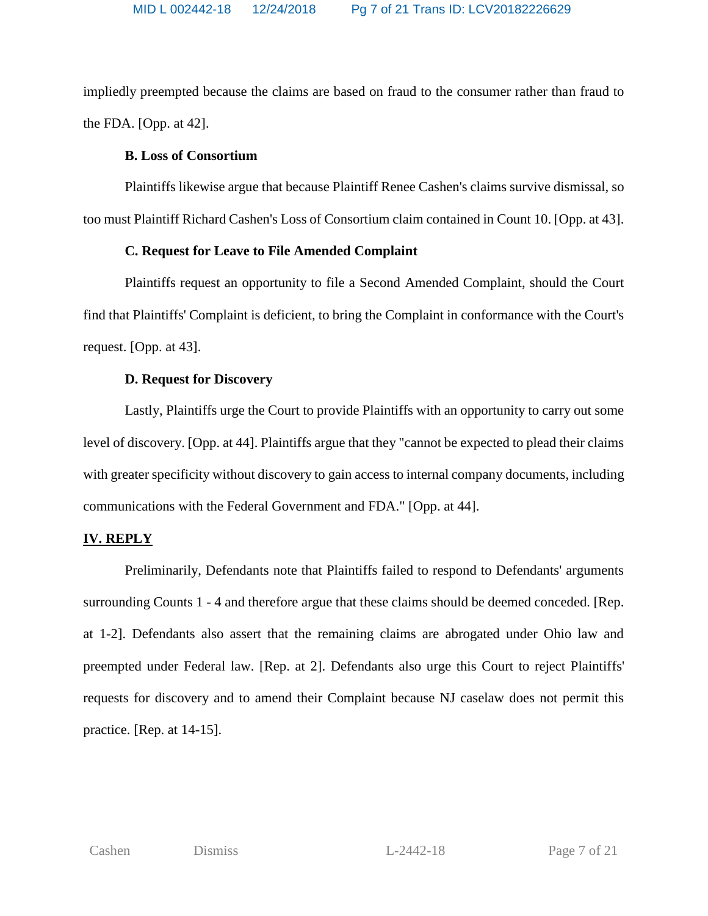impliedly preempted because the claims are based on fraud to the consumer rather than fraud to the FDA. [Opp. at 42].

**B. Loss of Consortium**

Plaintiffs likewise argue that because Plaintiff Renee Cashen's claims survive dismissal, so too must Plaintiff Richard Cashen's Loss of Consortium claim contained in Count 10. [Opp. at 43].

**C. Request for Leave to File Amended Complaint**

Plaintiffs request an opportunity to file a Second Amended Complaint, should the Court find that Plaintiffs' Complaint is deficient, to bring the Complaint in conformance with the Court's request. [Opp. at 43].

**D. Request for Discovery**

Lastly, Plaintiffs urge the Court to provide Plaintiffs with an opportunity to carry out some level of discovery. [Opp. at 44]. Plaintiffs argue that they "cannot be expected to plead their claims with greater specificity without discovery to gain access to internal company documents, including communications with the Federal Government and FDA." [Opp. at 44].

## IV. REPLY

Preliminarily, Defendants note that Plaintiffs failed to respond to Defendants' arguments surrounding Counts 1 - 4 and therefore argue that these claims should be deemed conceded. [Rep. at 1-2]. Defendants also assert that the remaining claims are abrogated under Ohio law and preempted under Federal law. [Rep. at 2]. Defendants also urge this Court to reject Plaintiffs' requests for discovery and to amend their Complaint because NJ caselaw does not permit this practice. [Rep. at 14-15].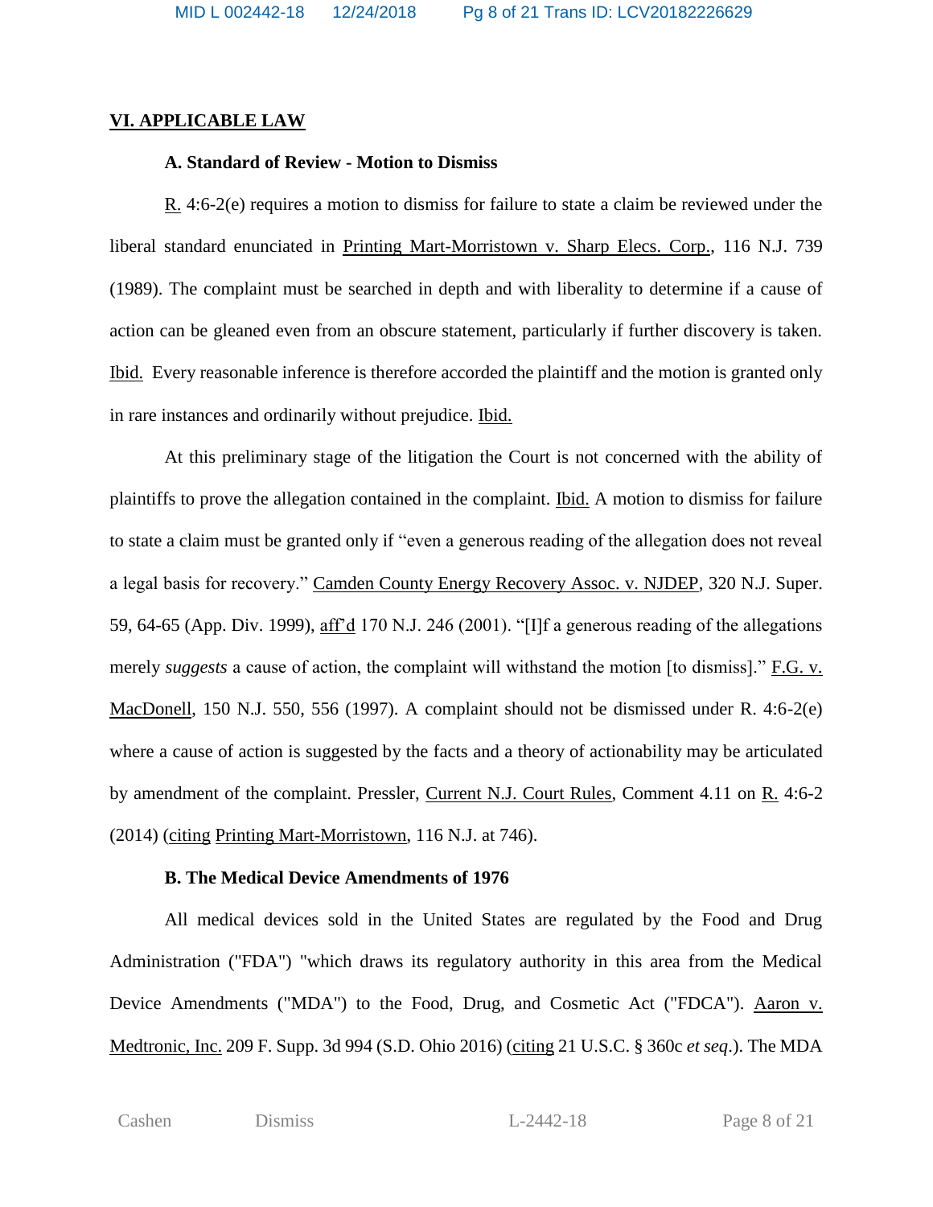## VI. APPLICABLE LAW

### A. Standard of Review - Motion to Dismiss

R. 4:6-2(e) requires a motion to dismiss for failure to state a claim be reviewed under the liberal standard enunciated in Printing Mart-Morristown v. Sharp Elecs. Corp., 116 N.J. 739 (1989). The complaint must be searched in depth and with liberality to determine if a cause of action can be gleaned even from an obscure statement, particularly if further discovery is taken. Ibid. Every reasonable inference is therefore accorded the plaintiff and the motion is granted only in rare instances and ordinarily without prejudice. Ibid.

At this preliminary stage of the litigation the Court is not concerned with the ability of plaintiffs to prove the allegation contained in the complaint. Ibid. A motion to dismiss for failure to state a claim must be granted only if "even a generous reading of the allegation does not reveal a legal basis for recovery." Camden County Energy Recovery Assoc. v. NJDEP, 320 N.J. Super. 59, 64-65 (App. Div. 1999), aff'd 170 N.J. 246 (2001). "[I]f a generous reading of the allegations merely *suggests* a cause of action, the complaint will withstand the motion [to dismiss]." F.G. v. MacDonell, 150 N.J. 550, 556 (1997). A complaint should not be dismissed under R. 4:6-2(e) where a cause of action is suggested by the facts and a theory of actionability may be articulated by amendment of the complaint. Pressler, Current N.J. Court Rules, Comment 4.11 on R. 4:6-2 (2014) (citing Printing Mart-Morristown, 116 N.J. at 746).

### B. The Medical Device Amendments of 1976

All medical devices sold in the United States are regulated by the Food and Drug Administration ("FDA") "which draws its regulatory authority in this area from the Medical Device Amendments ("MDA") to the Food, Drug, and Cosmetic Act ("FDCA"). Aaron v. Medtronic, Inc. 209 F. Supp. 3d 994 (S.D. Ohio 2016) (citing 21 U.S.C. § 360c *et seq*.). The MDA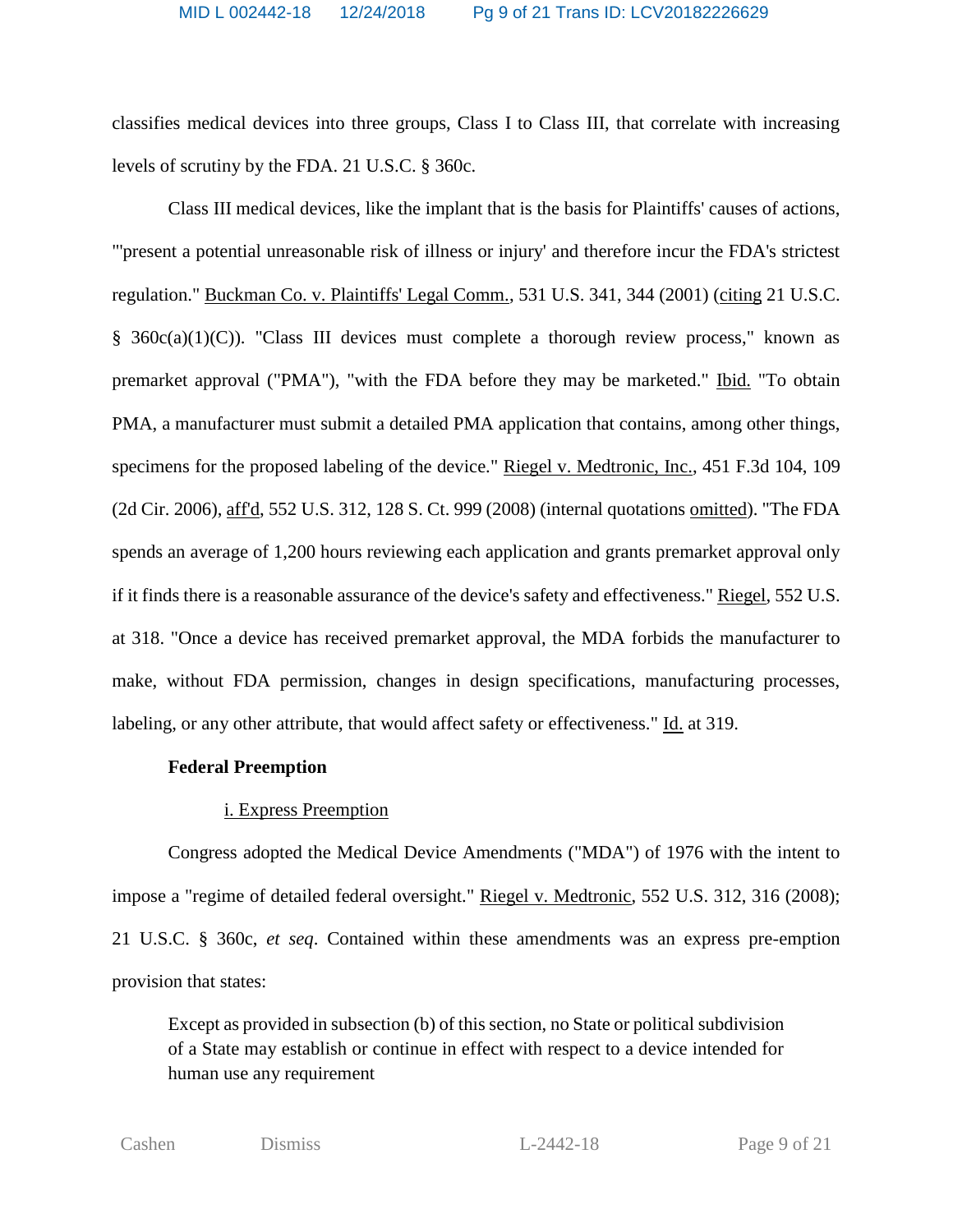classifies medical devices into three groups, Class I to Class III, that correlate with increasing levels of scrutiny by the FDA. 21 U.S.C. § 360c.

Class III medical devices, like the implant that is the basis for Plaintiffs' causes of actions, "'present a potential unreasonable risk of illness or injury' and therefore incur the FDA's strictest regulation." Buckman Co. v. Plaintiffs' Legal Comm., 531 U.S. 341, 344 (2001) (citing 21 U.S.C. § 360c(a)(1)(C)). "Class III devices must complete a thorough review process," known as premarket approval ("PMA"), "with the FDA before they may be marketed." Ibid. "To obtain PMA, a manufacturer must submit a detailed PMA application that contains, among other things, specimens for the proposed labeling of the device." Riegel v. Medtronic, Inc., 451 F.3d 104, 109 (2d Cir. 2006), aff'd, 552 U.S. 312, 128 S. Ct. 999 (2008) (internal quotations omitted). "The FDA spends an average of 1,200 hours reviewing each application and grants premarket approval only if it finds there is a reasonable assurance of the device's safety and effectiveness." Riegel, 552 U.S. at 318. "Once a device has received premarket approval, the MDA forbids the manufacturer to make, without FDA permission, changes in design specifications, manufacturing processes, labeling, or any other attribute, that would affect safety or effectiveness." Id. at 319.

**Federal Preemption**

i. Express Preemption

Congress adopted the Medical Device Amendments ("MDA") of 1976 with the intent to impose a "regime of detailed federal oversight." Riegel v. Medtronic, 552 U.S. 312, 316 (2008); 21 U.S.C. § 360c, *et seq*. Contained within these amendments was an express pre-emption provision that states:

> Except as provided in subsection (b) of this section, no State or political subdivision of a State may establish or continue in effect with respect to a device intended for human use any requirement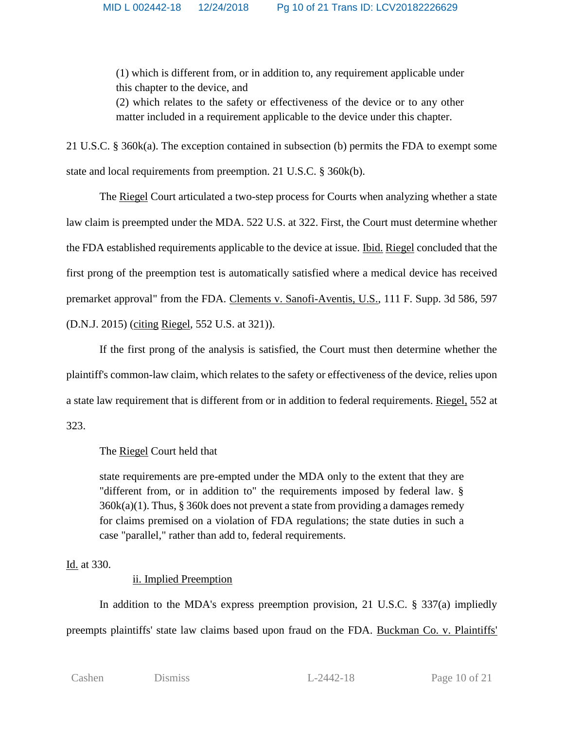> (1) which is different from, or in addition to, any requirement applicable under this chapter to the device, and
> (2) which relates to the safety or effectiveness of the device or to any other matter included in a requirement applicable to the device under this chapter.

21 U.S.C. § 360k(a). The exception contained in subsection (b) permits the FDA to exempt some state and local requirements from preemption. 21 U.S.C. § 360k(b).

The Riegel Court articulated a two-step process for Courts when analyzing whether a state law claim is preempted under the MDA. 522 U.S. at 322. First, the Court must determine whether the FDA established requirements applicable to the device at issue. Ibid. Riegel concluded that the first prong of the preemption test is automatically satisfied where a medical device has received premarket approval" from the FDA. Clements v. Sanofi-Aventis, U.S., 111 F. Supp. 3d 586, 597 (D.N.J. 2015) (citing Riegel, 552 U.S. at 321)).

If the first prong of the analysis is satisfied, the Court must then determine whether the plaintiff's common-law claim, which relates to the safety or effectiveness of the device, relies upon a state law requirement that is different from or in addition to federal requirements. Riegel, 552 at 323.

The Riegel Court held that

> state requirements are pre-empted under the MDA only to the extent that they are "different from, or in addition to" the requirements imposed by federal law. § 360k(a)(1). Thus, § 360k does not prevent a state from providing a damages remedy for claims premised on a violation of FDA regulations; the state duties in such a case "parallel," rather than add to, federal requirements.

Id. at 330.

ii. Implied Preemption

In addition to the MDA's express preemption provision, 21 U.S.C. § 337(a) impliedly preempts plaintiffs' state law claims based upon fraud on the FDA. Buckman Co. v. Plaintiffs'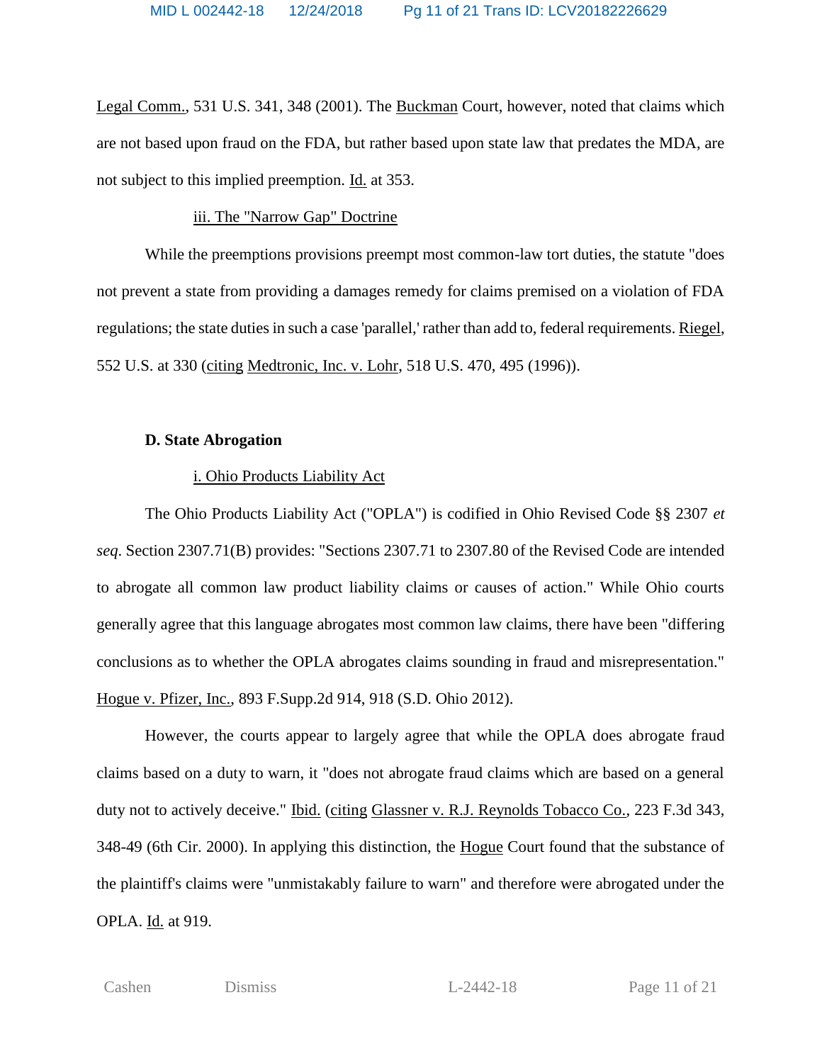Legal Comm., 531 U.S. 341, 348 (2001). The Buckman Court, however, noted that claims which are not based upon fraud on the FDA, but rather based upon state law that predates the MDA, are not subject to this implied preemption. Id. at 353.

iii. The "Narrow Gap" Doctrine

While the preemptions provisions preempt most common-law tort duties, the statute "does not prevent a state from providing a damages remedy for claims premised on a violation of FDA regulations; the state duties in such a case 'parallel,' rather than add to, federal requirements. Riegel, 552 U.S. at 330 (citing Medtronic, Inc. v. Lohr, 518 U.S. 470, 495 (1996)).

**D. State Abrogation**

i. Ohio Products Liability Act

The Ohio Products Liability Act ("OPLA") is codified in Ohio Revised Code §§ 2307 *et seq*. Section 2307.71(B) provides: "Sections 2307.71 to 2307.80 of the Revised Code are intended to abrogate all common law product liability claims or causes of action." While Ohio courts generally agree that this language abrogates most common law claims, there have been "differing conclusions as to whether the OPLA abrogates claims sounding in fraud and misrepresentation." Hogue v. Pfizer, Inc., 893 F.Supp.2d 914, 918 (S.D. Ohio 2012).

However, the courts appear to largely agree that while the OPLA does abrogate fraud claims based on a duty to warn, it "does not abrogate fraud claims which are based on a general duty not to actively deceive." Ibid. (citing Glassner v. R.J. Reynolds Tobacco Co., 223 F.3d 343, 348-49 (6th Cir. 2000). In applying this distinction, the Hogue Court found that the substance of the plaintiff's claims were "unmistakably failure to warn" and therefore were abrogated under the OPLA. Id. at 919.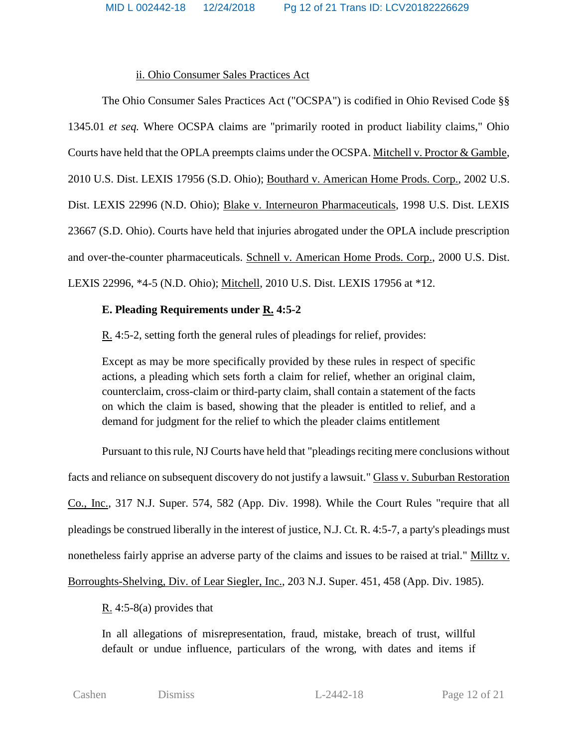ii. Ohio Consumer Sales Practices Act

The Ohio Consumer Sales Practices Act ("OCSPA") is codified in Ohio Revised Code §§ 1345.01 *et seq.* Where OCSPA claims are "primarily rooted in product liability claims," Ohio Courts have held that the OPLA preempts claims under the OCSPA. Mitchell v. Proctor & Gamble, 2010 U.S. Dist. LEXIS 17956 (S.D. Ohio); Bouthard v. American Home Prods. Corp., 2002 U.S. Dist. LEXIS 22996 (N.D. Ohio); Blake v. Interneuron Pharmaceuticals, 1998 U.S. Dist. LEXIS 23667 (S.D. Ohio). Courts have held that injuries abrogated under the OPLA include prescription and over-the-counter pharmaceuticals. Schnell v. American Home Prods. Corp., 2000 U.S. Dist. LEXIS 22996, *4-5 (N.D. Ohio); Mitchell, 2010 U.S. Dist. LEXIS 17956 at *12.

**E. Pleading Requirements under R. 4:5-2**

R. 4:5-2, setting forth the general rules of pleadings for relief, provides:

> Except as may be more specifically provided by these rules in respect of specific actions, a pleading which sets forth a claim for relief, whether an original claim, counterclaim, cross-claim or third-party claim, shall contain a statement of the facts on which the claim is based, showing that the pleader is entitled to relief, and a demand for judgment for the relief to which the pleader claims entitlement

Pursuant to this rule, NJ Courts have held that "pleadings reciting mere conclusions without facts and reliance on subsequent discovery do not justify a lawsuit." Glass v. Suburban Restoration Co., Inc., 317 N.J. Super. 574, 582 (App. Div. 1998). While the Court Rules "require that all pleadings be construed liberally in the interest of justice, N.J. Ct. R. 4:5-7, a party's pleadings must nonetheless fairly apprise an adverse party of the claims and issues to be raised at trial." Milltz v. Borroughts-Shelving, Div. of Lear Siegler, Inc., 203 N.J. Super. 451, 458 (App. Div. 1985).

R. 4:5-8(a) provides that

> In all allegations of misrepresentation, fraud, mistake, breach of trust, willful default or undue influence, particulars of the wrong, with dates and items if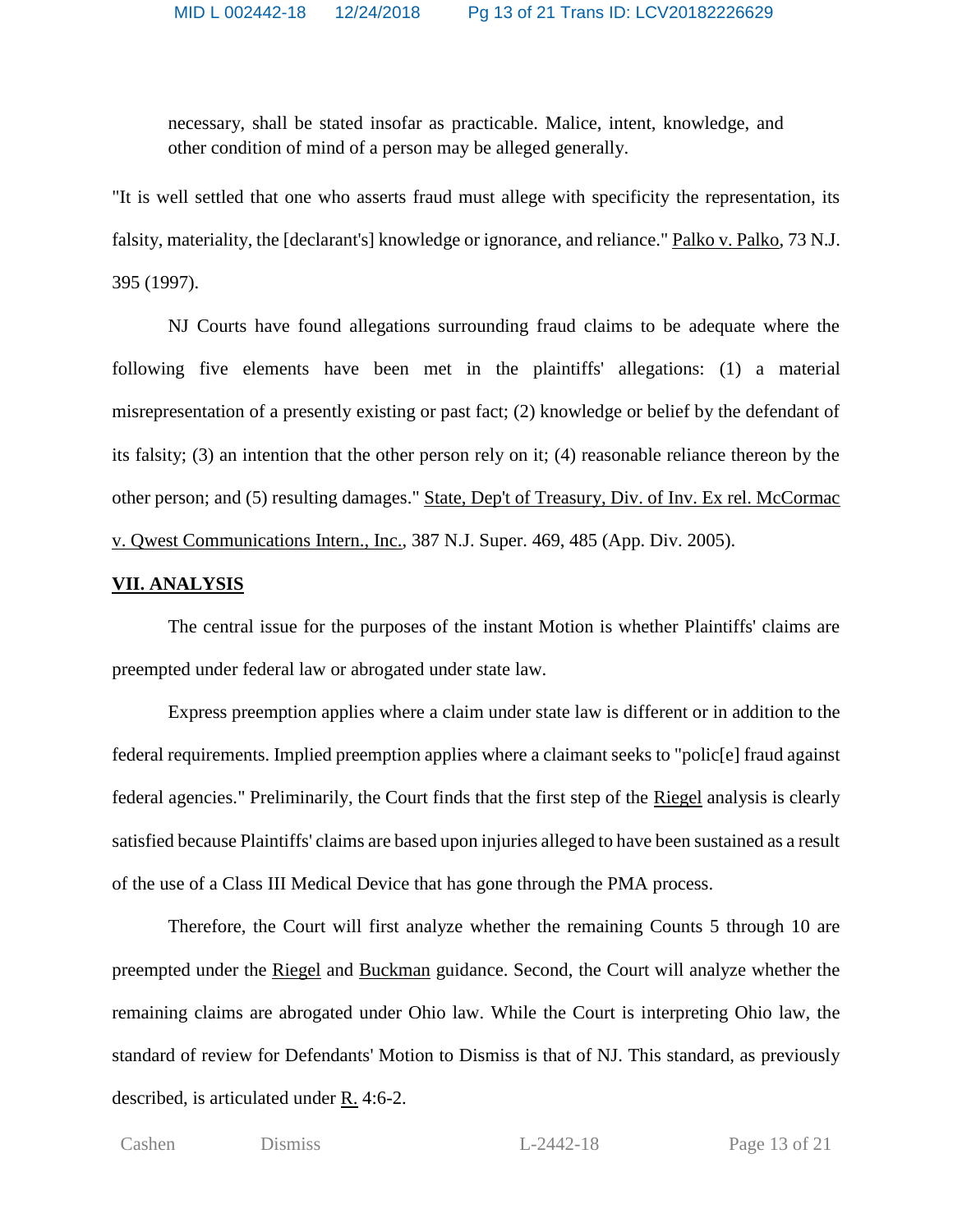necessary, shall be stated insofar as practicable. Malice, intent, knowledge, and other condition of mind of a person may be alleged generally.

"It is well settled that one who asserts fraud must allege with specificity the representation, its falsity, materiality, the [declarant's] knowledge or ignorance, and reliance." Palko v. Palko, 73 N.J. 395 (1997).

NJ Courts have found allegations surrounding fraud claims to be adequate where the following five elements have been met in the plaintiffs' allegations: (1) a material misrepresentation of a presently existing or past fact; (2) knowledge or belief by the defendant of its falsity; (3) an intention that the other person rely on it; (4) reasonable reliance thereon by the other person; and (5) resulting damages." State, Dep't of Treasury, Div. of Inv. Ex rel. McCormac v. Qwest Communications Intern., Inc., 387 N.J. Super. 469, 485 (App. Div. 2005).

## VII. ANALYSIS

The central issue for the purposes of the instant Motion is whether Plaintiffs' claims are preempted under federal law or abrogated under state law.

Express preemption applies where a claim under state law is different or in addition to the federal requirements. Implied preemption applies where a claimant seeks to "polic[e] fraud against federal agencies." Preliminarily, the Court finds that the first step of the Riegel analysis is clearly satisfied because Plaintiffs' claims are based upon injuries alleged to have been sustained as a result of the use of a Class III Medical Device that has gone through the PMA process.

Therefore, the Court will first analyze whether the remaining Counts 5 through 10 are preempted under the Riegel and Buckman guidance. Second, the Court will analyze whether the remaining claims are abrogated under Ohio law. While the Court is interpreting Ohio law, the standard of review for Defendants' Motion to Dismiss is that of NJ. This standard, as previously described, is articulated under R. 4:6-2.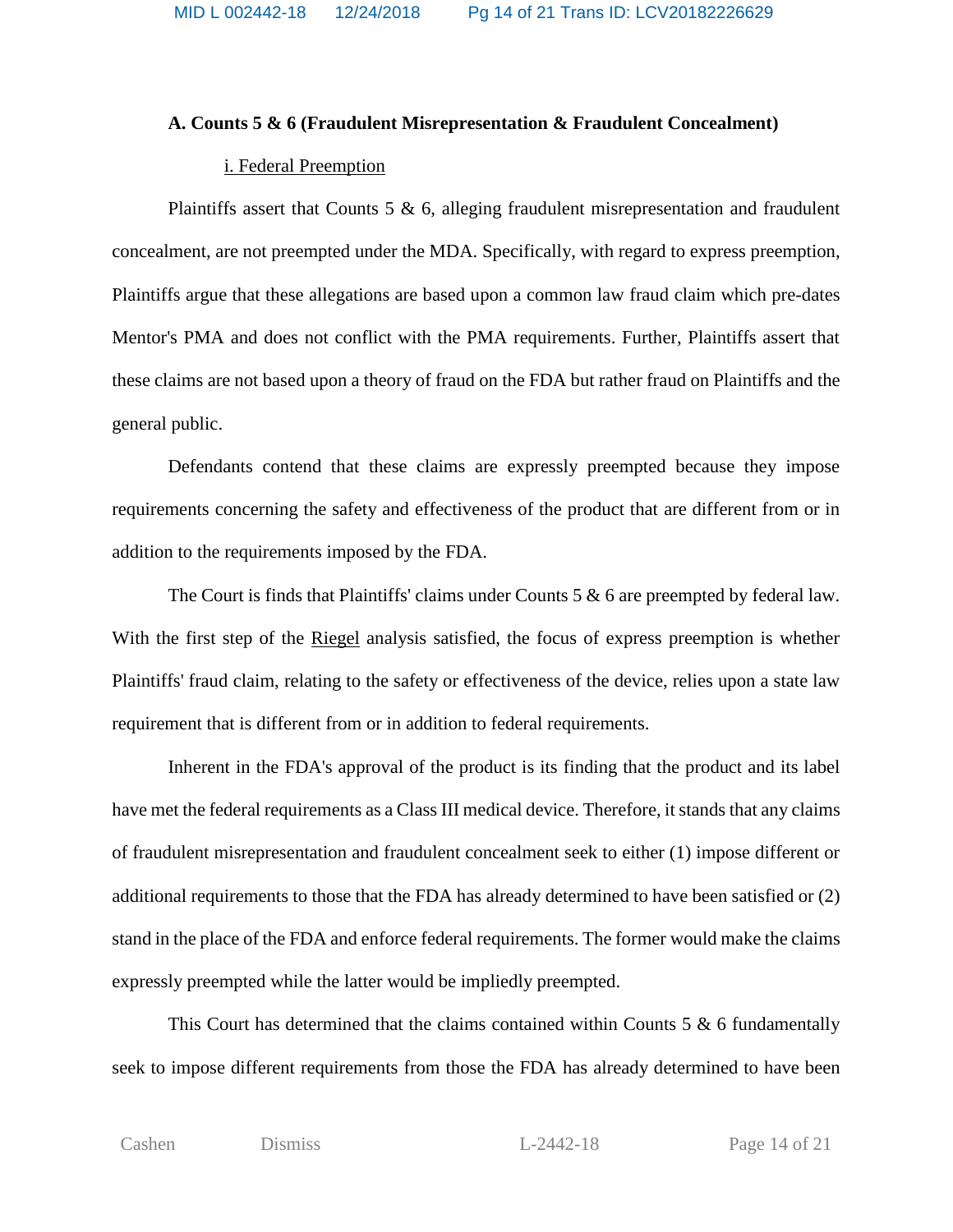**A. Counts 5 & 6 (Fraudulent Misrepresentation & Fraudulent Concealment)**

i. Federal Preemption

Plaintiffs assert that Counts 5 & 6, alleging fraudulent misrepresentation and fraudulent concealment, are not preempted under the MDA. Specifically, with regard to express preemption, Plaintiffs argue that these allegations are based upon a common law fraud claim which pre-dates Mentor's PMA and does not conflict with the PMA requirements. Further, Plaintiffs assert that these claims are not based upon a theory of fraud on the FDA but rather fraud on Plaintiffs and the general public.

Defendants contend that these claims are expressly preempted because they impose requirements concerning the safety and effectiveness of the product that are different from or in addition to the requirements imposed by the FDA.

The Court is finds that Plaintiffs' claims under Counts 5 & 6 are preempted by federal law. With the first step of the Riegel analysis satisfied, the focus of express preemption is whether Plaintiffs' fraud claim, relating to the safety or effectiveness of the device, relies upon a state law requirement that is different from or in addition to federal requirements.

Inherent in the FDA's approval of the product is its finding that the product and its label have met the federal requirements as a Class III medical device. Therefore, it stands that any claims of fraudulent misrepresentation and fraudulent concealment seek to either (1) impose different or additional requirements to those that the FDA has already determined to have been satisfied or (2) stand in the place of the FDA and enforce federal requirements. The former would make the claims expressly preempted while the latter would be impliedly preempted.

This Court has determined that the claims contained within Counts 5 & 6 fundamentally seek to impose different requirements from those the FDA has already determined to have been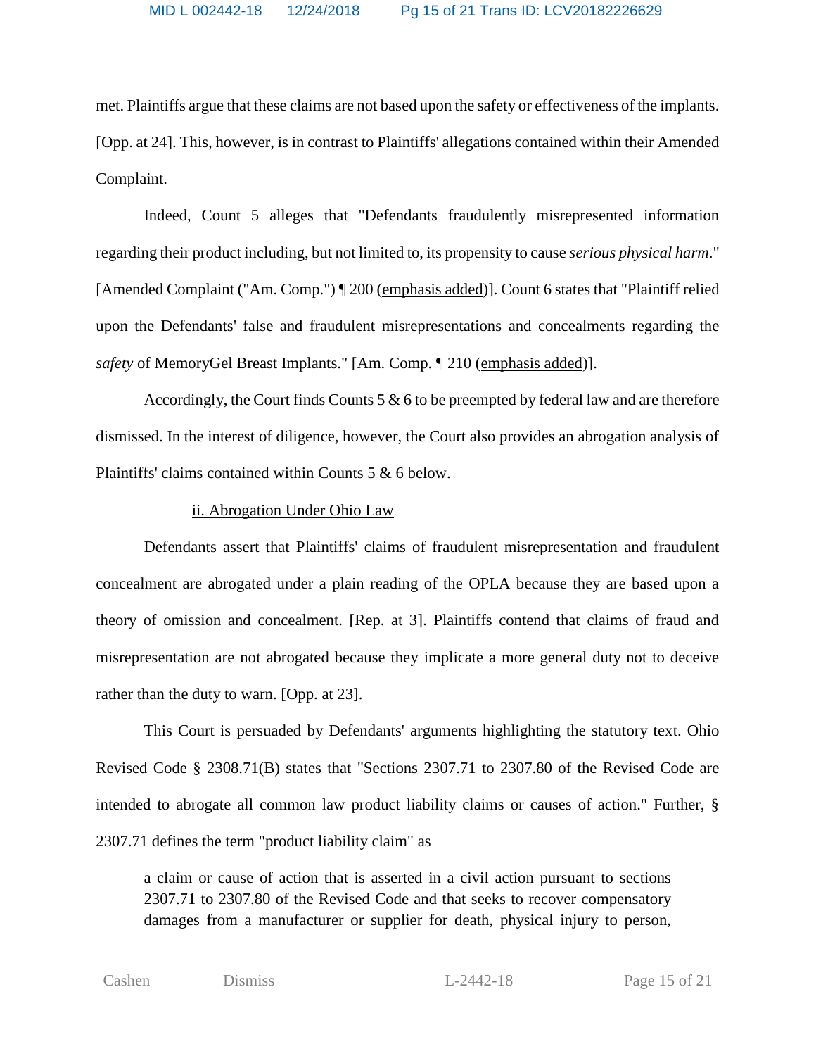met. Plaintiffs argue that these claims are not based upon the safety or effectiveness of the implants. [Opp. at 24]. This, however, is in contrast to Plaintiffs' allegations contained within their Amended Complaint.

Indeed, Count 5 alleges that "Defendants fraudulently misrepresented information regarding their product including, but not limited to, its propensity to cause *serious physical harm*." [Amended Complaint ("Am. Comp.") ¶ 200 (emphasis added)]. Count 6 states that "Plaintiff relied upon the Defendants' false and fraudulent misrepresentations and concealments regarding the *safety* of MemoryGel Breast Implants." [Am. Comp. ¶ 210 (emphasis added)].

Accordingly, the Court finds Counts 5 & 6 to be preempted by federal law and are therefore dismissed. In the interest of diligence, however, the Court also provides an abrogation analysis of Plaintiffs' claims contained within Counts 5 & 6 below.

ii. Abrogation Under Ohio Law

Defendants assert that Plaintiffs' claims of fraudulent misrepresentation and fraudulent concealment are abrogated under a plain reading of the OPLA because they are based upon a theory of omission and concealment. [Rep. at 3]. Plaintiffs contend that claims of fraud and misrepresentation are not abrogated because they implicate a more general duty not to deceive rather than the duty to warn. [Opp. at 23].

This Court is persuaded by Defendants' arguments highlighting the statutory text. Ohio Revised Code § 2308.71(B) states that "Sections 2307.71 to 2307.80 of the Revised Code are intended to abrogate all common law product liability claims or causes of action." Further, § 2307.71 defines the term "product liability claim" as

> a claim or cause of action that is asserted in a civil action pursuant to sections 2307.71 to 2307.80 of the Revised Code and that seeks to recover compensatory damages from a manufacturer or supplier for death, physical injury to person,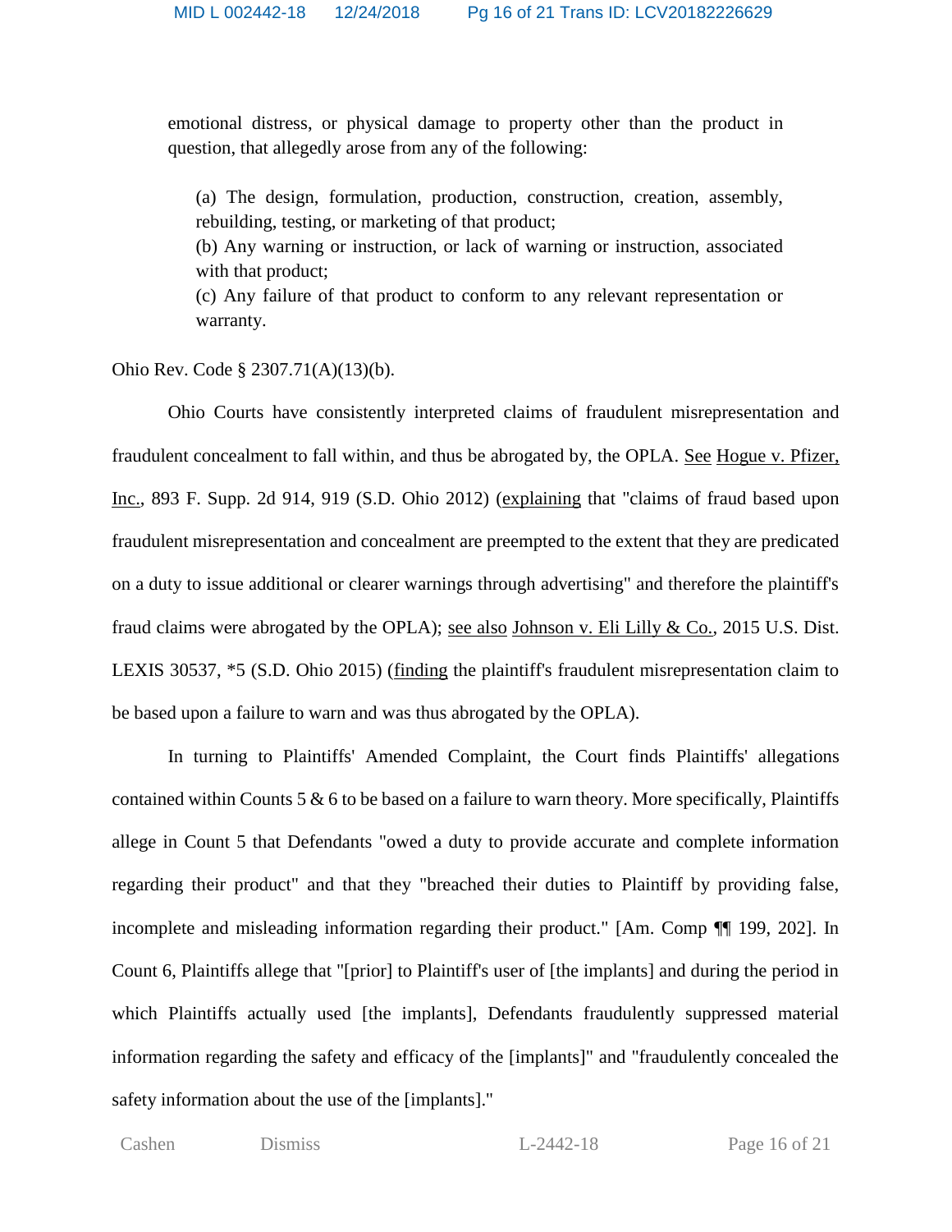emotional distress, or physical damage to property other than the product in question, that allegedly arose from any of the following:

> (a) The design, formulation, production, construction, creation, assembly, rebuilding, testing, or marketing of that product;
> (b) Any warning or instruction, or lack of warning or instruction, associated with that product;
> (c) Any failure of that product to conform to any relevant representation or warranty.

Ohio Rev. Code § 2307.71(A)(13)(b).

Ohio Courts have consistently interpreted claims of fraudulent misrepresentation and fraudulent concealment to fall within, and thus be abrogated by, the OPLA. See Hogue v. Pfizer, Inc., 893 F. Supp. 2d 914, 919 (S.D. Ohio 2012) (explaining that "claims of fraud based upon fraudulent misrepresentation and concealment are preempted to the extent that they are predicated on a duty to issue additional or clearer warnings through advertising" and therefore the plaintiff's fraud claims were abrogated by the OPLA); see also Johnson v. Eli Lilly & Co., 2015 U.S. Dist. LEXIS 30537, *5 (S.D. Ohio 2015) (finding the plaintiff's fraudulent misrepresentation claim to be based upon a failure to warn and was thus abrogated by the OPLA).

In turning to Plaintiffs' Amended Complaint, the Court finds Plaintiffs' allegations contained within Counts 5 & 6 to be based on a failure to warn theory. More specifically, Plaintiffs allege in Count 5 that Defendants "owed a duty to provide accurate and complete information regarding their product" and that they "breached their duties to Plaintiff by providing false, incomplete and misleading information regarding their product." [Am. Comp ¶¶ 199, 202]. In Count 6, Plaintiffs allege that "[prior] to Plaintiff's user of [the implants] and during the period in which Plaintiffs actually used [the implants], Defendants fraudulently suppressed material information regarding the safety and efficacy of the [implants]" and "fraudulently concealed the safety information about the use of the [implants]."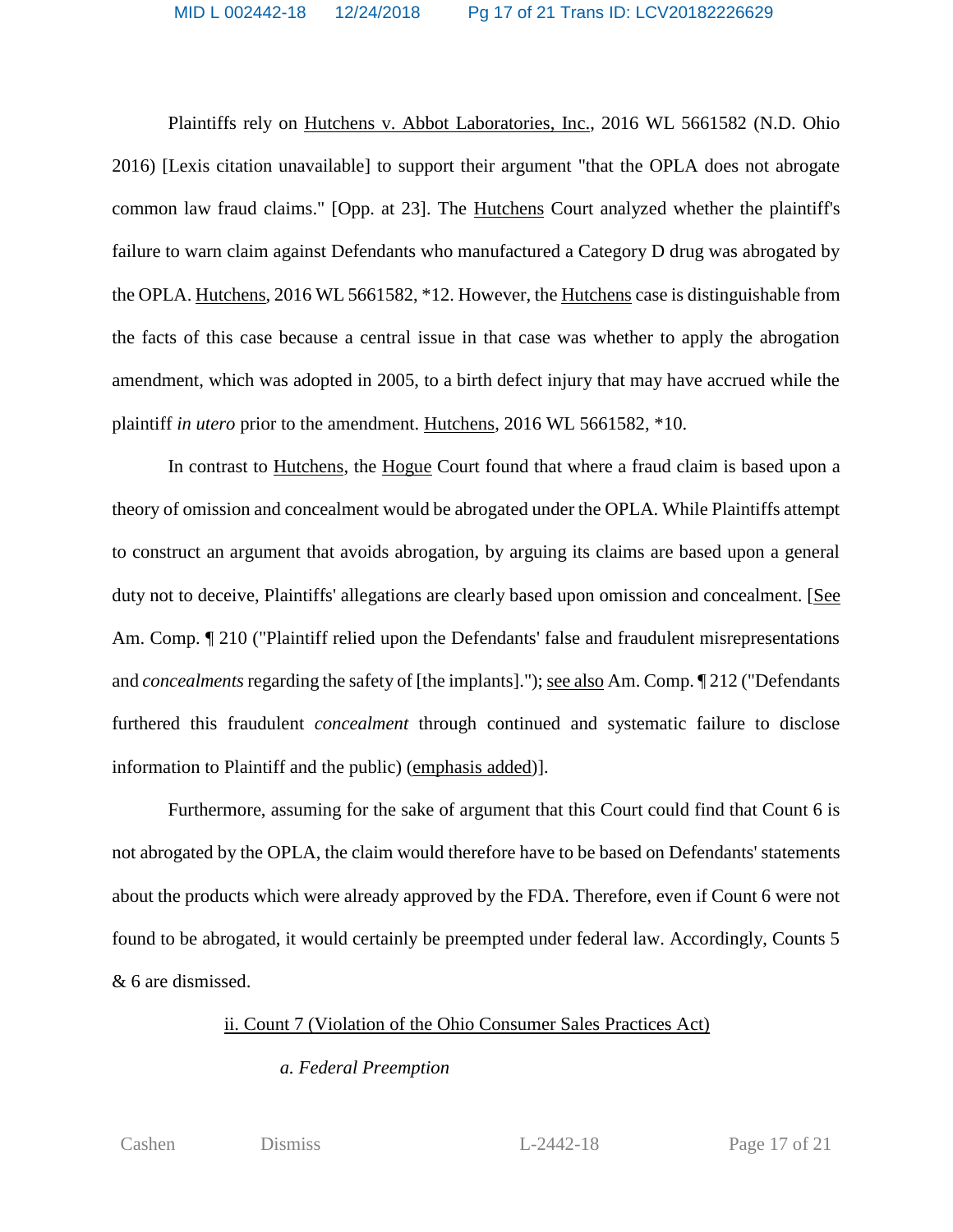Plaintiffs rely on Hutchens v. Abbot Laboratories, Inc., 2016 WL 5661582 (N.D. Ohio 2016) [Lexis citation unavailable] to support their argument "that the OPLA does not abrogate common law fraud claims." [Opp. at 23]. The Hutchens Court analyzed whether the plaintiff's failure to warn claim against Defendants who manufactured a Category D drug was abrogated by the OPLA. Hutchens, 2016 WL 5661582, *12. However, the Hutchens case is distinguishable from the facts of this case because a central issue in that case was whether to apply the abrogation amendment, which was adopted in 2005, to a birth defect injury that may have accrued while the plaintiff *in utero* prior to the amendment. Hutchens, 2016 WL 5661582, *10.

In contrast to Hutchens, the Hogue Court found that where a fraud claim is based upon a theory of omission and concealment would be abrogated under the OPLA. While Plaintiffs attempt to construct an argument that avoids abrogation, by arguing its claims are based upon a general duty not to deceive, Plaintiffs' allegations are clearly based upon omission and concealment. [See Am. Comp. ¶ 210 ("Plaintiff relied upon the Defendants' false and fraudulent misrepresentations and *concealments* regarding the safety of [the implants]."); see also Am. Comp. ¶ 212 ("Defendants furthered this fraudulent *concealment* through continued and systematic failure to disclose information to Plaintiff and the public) (emphasis added)].

Furthermore, assuming for the sake of argument that this Court could find that Count 6 is not abrogated by the OPLA, the claim would therefore have to be based on Defendants' statements about the products which were already approved by the FDA. Therefore, even if Count 6 were not found to be abrogated, it would certainly be preempted under federal law. Accordingly, Counts 5 & 6 are dismissed.

ii. Count 7 (Violation of the Ohio Consumer Sales Practices Act)

*a. Federal Preemption*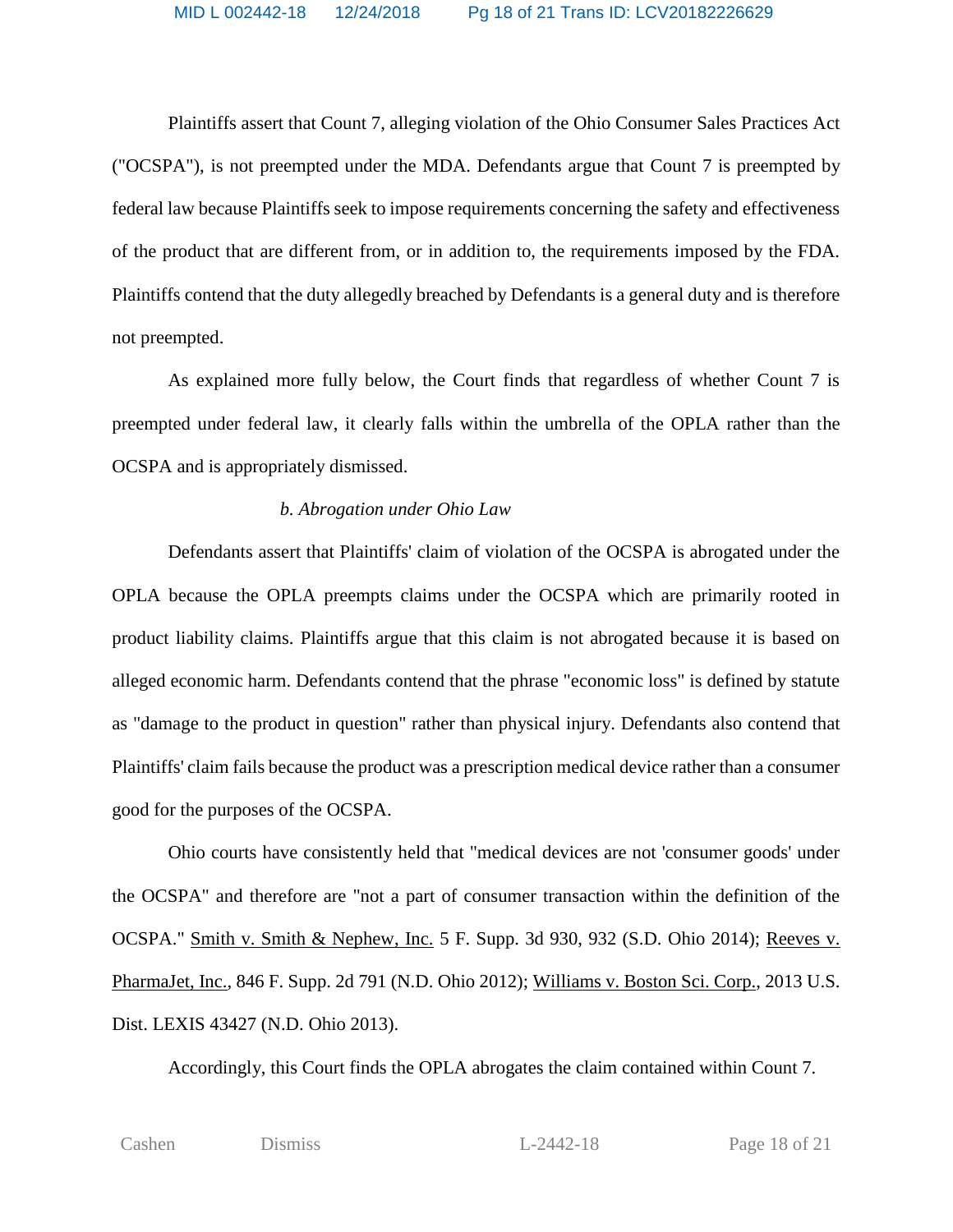Plaintiffs assert that Count 7, alleging violation of the Ohio Consumer Sales Practices Act ("OCSPA"), is not preempted under the MDA. Defendants argue that Count 7 is preempted by federal law because Plaintiffs seek to impose requirements concerning the safety and effectiveness of the product that are different from, or in addition to, the requirements imposed by the FDA. Plaintiffs contend that the duty allegedly breached by Defendants is a general duty and is therefore not preempted.

As explained more fully below, the Court finds that regardless of whether Count 7 is preempted under federal law, it clearly falls within the umbrella of the OPLA rather than the OCSPA and is appropriately dismissed.

*b. Abrogation under Ohio Law*

Defendants assert that Plaintiffs' claim of violation of the OCSPA is abrogated under the OPLA because the OPLA preempts claims under the OCSPA which are primarily rooted in product liability claims. Plaintiffs argue that this claim is not abrogated because it is based on alleged economic harm. Defendants contend that the phrase "economic loss" is defined by statute as "damage to the product in question" rather than physical injury. Defendants also contend that Plaintiffs' claim fails because the product was a prescription medical device rather than a consumer good for the purposes of the OCSPA.

Ohio courts have consistently held that "medical devices are not 'consumer goods' under the OCSPA" and therefore are "not a part of consumer transaction within the definition of the OCSPA." Smith v. Smith & Nephew, Inc. 5 F. Supp. 3d 930, 932 (S.D. Ohio 2014); Reeves v. PharmaJet, Inc., 846 F. Supp. 2d 791 (N.D. Ohio 2012); Williams v. Boston Sci. Corp., 2013 U.S. Dist. LEXIS 43427 (N.D. Ohio 2013).

Accordingly, this Court finds the OPLA abrogates the claim contained within Count 7.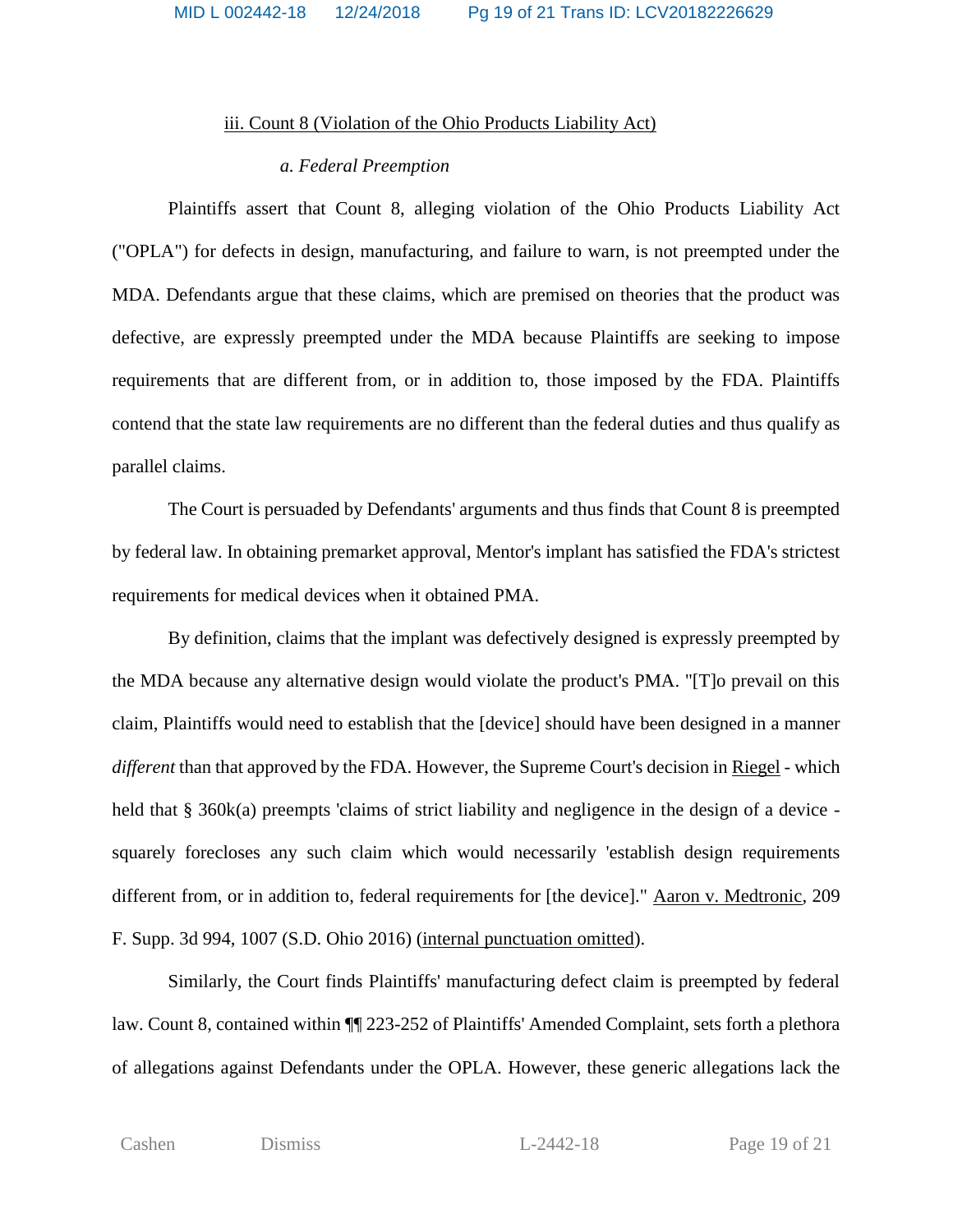<u>iii. Count 8 (Violation of the Ohio Products Liability Act)</u>

*a. Federal Preemption*

Plaintiffs assert that Count 8, alleging violation of the Ohio Products Liability Act ("OPLA") for defects in design, manufacturing, and failure to warn, is not preempted under the MDA. Defendants argue that these claims, which are premised on theories that the product was defective, are expressly preempted under the MDA because Plaintiffs are seeking to impose requirements that are different from, or in addition to, those imposed by the FDA. Plaintiffs contend that the state law requirements are no different than the federal duties and thus qualify as parallel claims.

The Court is persuaded by Defendants' arguments and thus finds that Count 8 is preempted by federal law. In obtaining premarket approval, Mentor's implant has satisfied the FDA's strictest requirements for medical devices when it obtained PMA.

By definition, claims that the implant was defectively designed is expressly preempted by the MDA because any alternative design would violate the product's PMA. "[T]o prevail on this claim, Plaintiffs would need to establish that the [device] should have been designed in a manner *different* than that approved by the FDA. However, the Supreme Court's decision in <u>Riegel</u> - which held that § 360k(a) preempts 'claims of strict liability and negligence in the design of a device - squarely forecloses any such claim which would necessarily 'establish design requirements different from, or in addition to, federal requirements for [the device]." <u>Aaron v. Medtronic</u>, 209 F. Supp. 3d 994, 1007 (S.D. Ohio 2016) (<u>internal punctuation omitted</u>).

Similarly, the Court finds Plaintiffs' manufacturing defect claim is preempted by federal law. Count 8, contained within ¶¶ 223-252 of Plaintiffs' Amended Complaint, sets forth a plethora of allegations against Defendants under the OPLA. However, these generic allegations lack the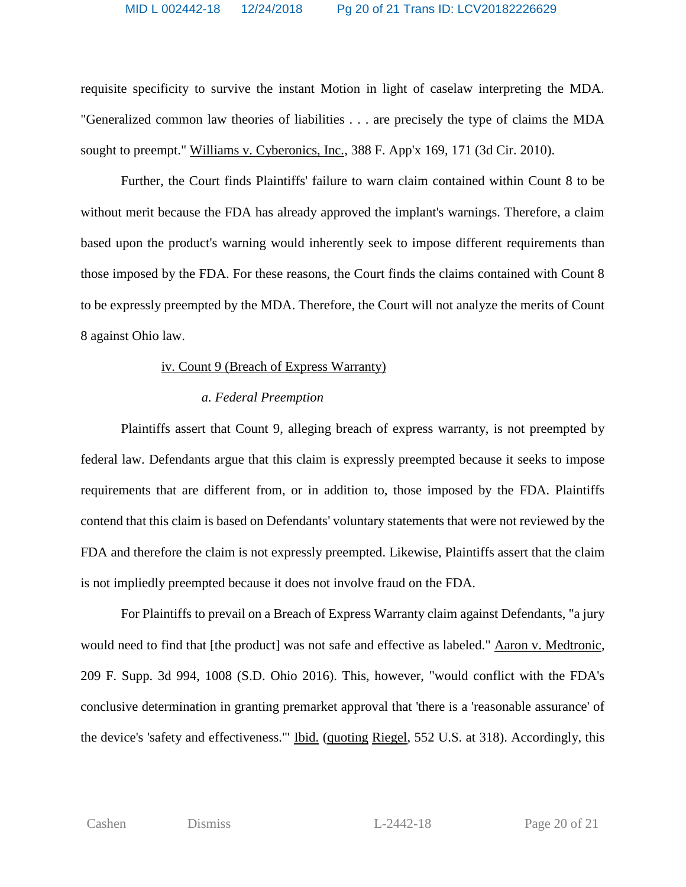requisite specificity to survive the instant Motion in light of caselaw interpreting the MDA. "Generalized common law theories of liabilities . . . are precisely the type of claims the MDA sought to preempt." Williams v. Cyberonics, Inc., 388 F. App'x 169, 171 (3d Cir. 2010).

Further, the Court finds Plaintiffs' failure to warn claim contained within Count 8 to be without merit because the FDA has already approved the implant's warnings. Therefore, a claim based upon the product's warning would inherently seek to impose different requirements than those imposed by the FDA. For these reasons, the Court finds the claims contained with Count 8 to be expressly preempted by the MDA. Therefore, the Court will not analyze the merits of Count 8 against Ohio law.

iv. Count 9 (Breach of Express Warranty)

*a. Federal Preemption*

Plaintiffs assert that Count 9, alleging breach of express warranty, is not preempted by federal law. Defendants argue that this claim is expressly preempted because it seeks to impose requirements that are different from, or in addition to, those imposed by the FDA. Plaintiffs contend that this claim is based on Defendants' voluntary statements that were not reviewed by the FDA and therefore the claim is not expressly preempted. Likewise, Plaintiffs assert that the claim is not impliedly preempted because it does not involve fraud on the FDA.

For Plaintiffs to prevail on a Breach of Express Warranty claim against Defendants, "a jury would need to find that [the product] was not safe and effective as labeled." Aaron v. Medtronic, 209 F. Supp. 3d 994, 1008 (S.D. Ohio 2016). This, however, "would conflict with the FDA's conclusive determination in granting premarket approval that 'there is a 'reasonable assurance' of the device's 'safety and effectiveness.'" Ibid. (quoting Riegel, 552 U.S. at 318). Accordingly, this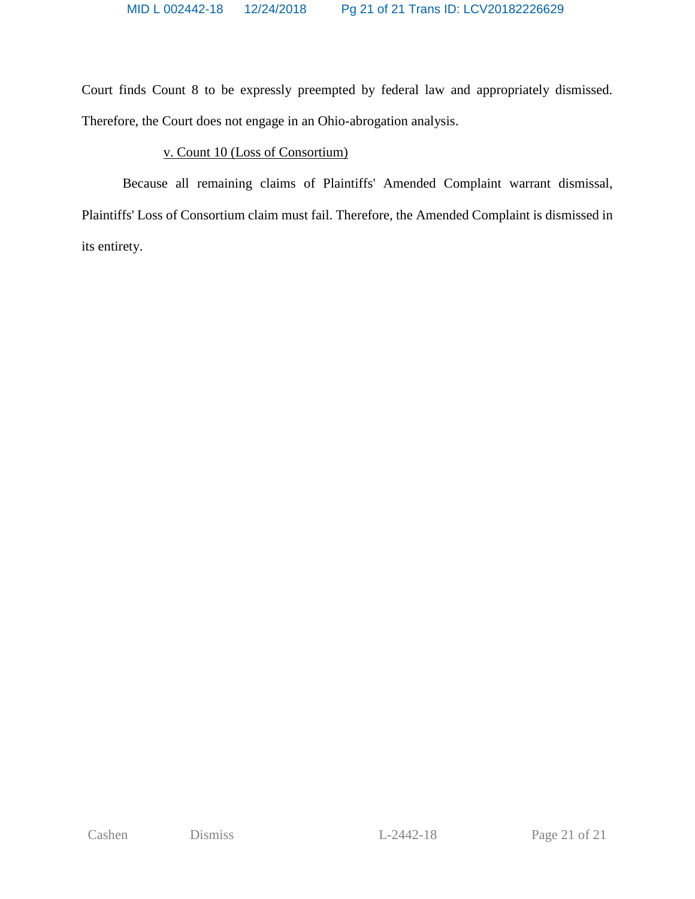Court finds Count 8 to be expressly preempted by federal law and appropriately dismissed. Therefore, the Court does not engage in an Ohio-abrogation analysis.

v. Count 10 (Loss of Consortium)

Because all remaining claims of Plaintiffs' Amended Complaint warrant dismissal, Plaintiffs' Loss of Consortium claim must fail. Therefore, the Amended Complaint is dismissed in its entirety.